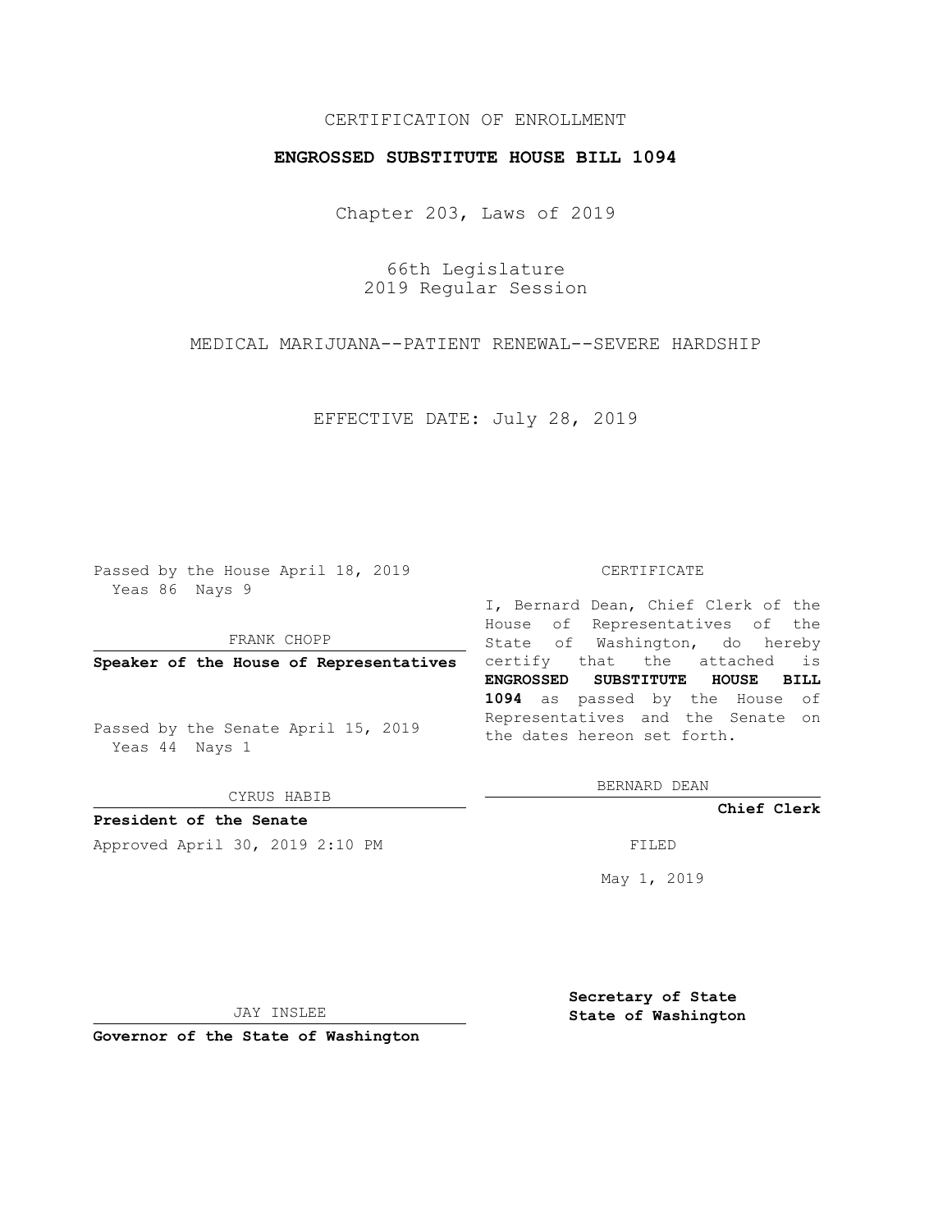CERTIFICATION OF ENROLLMENT

**ENGROSSED SUBSTITUTE HOUSE BILL 1094**

Chapter 203, Laws of 2019

66th Legislature
2019 Regular Session

MEDICAL MARIJUANA--PATIENT RENEWAL--SEVERE HARDSHIP

EFFECTIVE DATE: July 28, 2019

Passed by the House April 18, 2019
Yeas 86 Nays 9

FRANK CHOPP

**Speaker of the House of Representatives**

Passed by the Senate April 15, 2019
Yeas 44 Nays 1

CYRUS HABIB

**President of the Senate**

Approved April 30, 2019 2:10 PM

JAY INSLEE

**Governor of the State of Washington**

CERTIFICATE

I, Bernard Dean, Chief Clerk of the House of Representatives of the State of Washington, do hereby certify that the attached is **ENGROSSED SUBSTITUTE HOUSE BILL 1094** as passed by the House of Representatives and the Senate on the dates hereon set forth.

BERNARD DEAN

**Chief Clerk**

FILED

May 1, 2019

**Secretary of State**
**State of Washington**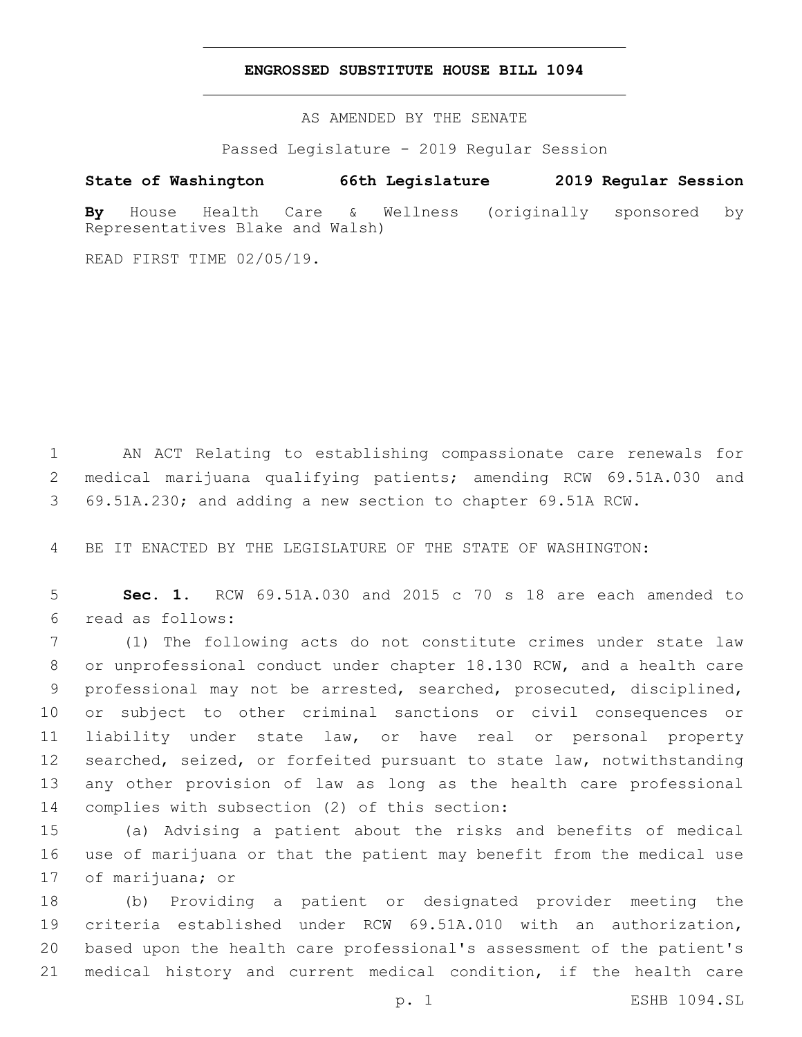# ENGROSSED SUBSTITUTE HOUSE BILL 1094

AS AMENDED BY THE SENATE

Passed Legislature - 2019 Regular Session

**State of Washington 66th Legislature 2019 Regular Session**

**By** House Health Care & Wellness (originally sponsored by Representatives Blake and Walsh)

READ FIRST TIME 02/05/19.

AN ACT Relating to establishing compassionate care renewals for medical marijuana qualifying patients; amending RCW 69.51A.030 and 69.51A.230; and adding a new section to chapter 69.51A RCW.

BE IT ENACTED BY THE LEGISLATURE OF THE STATE OF WASHINGTON:

**Sec. 1.** RCW 69.51A.030 and 2015 c 70 s 18 are each amended to read as follows:

(1) The following acts do not constitute crimes under state law or unprofessional conduct under chapter 18.130 RCW, and a health care professional may not be arrested, searched, prosecuted, disciplined, or subject to other criminal sanctions or civil consequences or liability under state law, or have real or personal property searched, seized, or forfeited pursuant to state law, notwithstanding any other provision of law as long as the health care professional complies with subsection (2) of this section:

(a) Advising a patient about the risks and benefits of medical use of marijuana or that the patient may benefit from the medical use of marijuana; or

(b) Providing a patient or designated provider meeting the criteria established under RCW 69.51A.010 with an authorization, based upon the health care professional's assessment of the patient's medical history and current medical condition, if the health care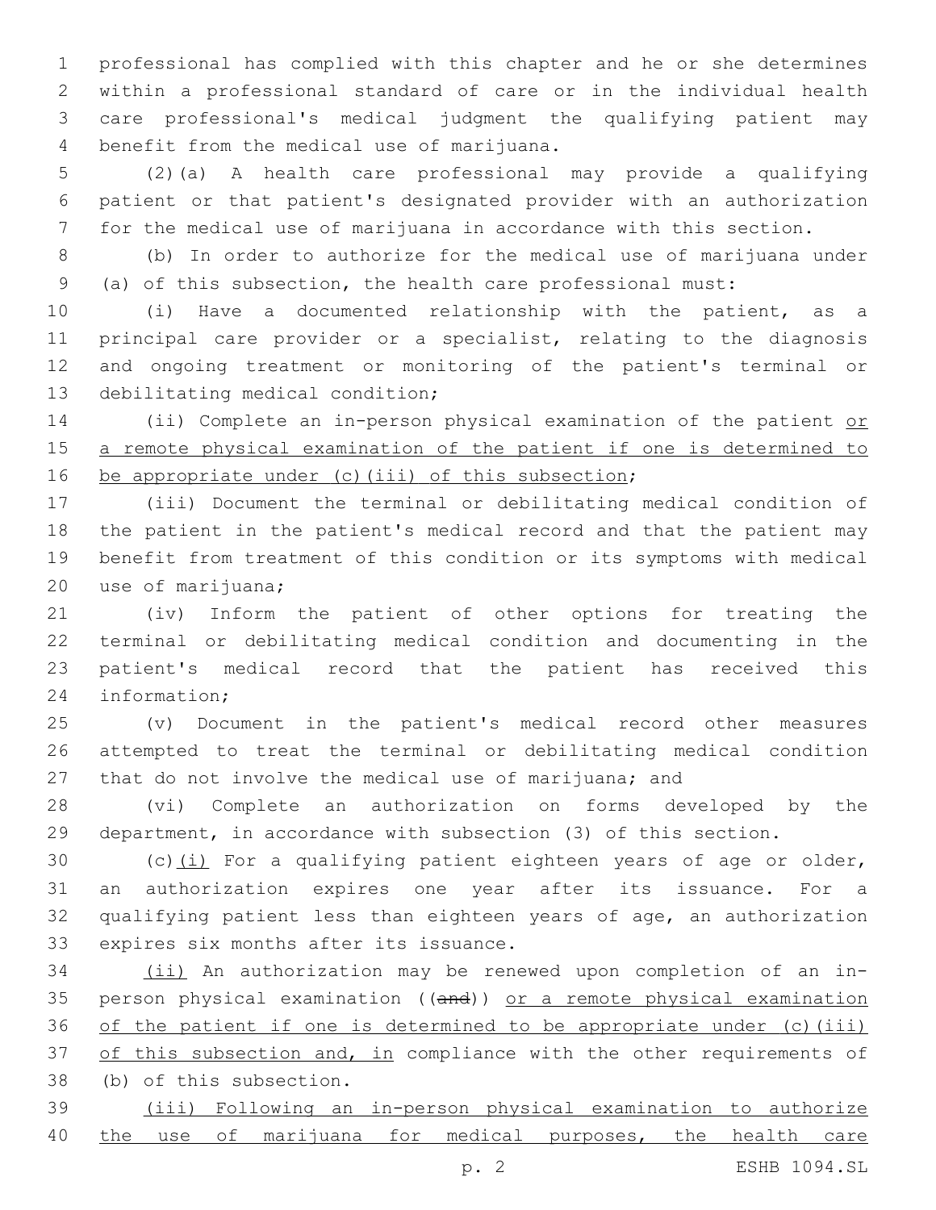professional has complied with this chapter and he or she determines within a professional standard of care or in the individual health care professional's medical judgment the qualifying patient may benefit from the medical use of marijuana.

(2)(a) A health care professional may provide a qualifying patient or that patient's designated provider with an authorization for the medical use of marijuana in accordance with this section.

(b) In order to authorize for the medical use of marijuana under (a) of this subsection, the health care professional must:

(i) Have a documented relationship with the patient, as a principal care provider or a specialist, relating to the diagnosis and ongoing treatment or monitoring of the patient's terminal or debilitating medical condition;

(ii) Complete an in-person physical examination of the patient <u>or a remote physical examination of the patient if one is determined to be appropriate under (c)(iii) of this subsection</u>;

(iii) Document the terminal or debilitating medical condition of the patient in the patient's medical record and that the patient may benefit from treatment of this condition or its symptoms with medical use of marijuana;

(iv) Inform the patient of other options for treating the terminal or debilitating medical condition and documenting in the patient's medical record that the patient has received this information;

(v) Document in the patient's medical record other measures attempted to treat the terminal or debilitating medical condition that do not involve the medical use of marijuana; and

(vi) Complete an authorization on forms developed by the department, in accordance with subsection (3) of this section.

(c)<u>(i)</u> For a qualifying patient eighteen years of age or older, an authorization expires one year after its issuance. For a qualifying patient less than eighteen years of age, an authorization expires six months after its issuance.

<u>(ii)</u> An authorization may be renewed upon completion of an in-person physical examination ((~~and~~)) <u>or a remote physical examination of the patient if one is determined to be appropriate under (c)(iii) of this subsection and, in</u> compliance with the other requirements of (b) of this subsection.

<u>(iii) Following an in-person physical examination to authorize the use of marijuana for medical purposes, the health care</u>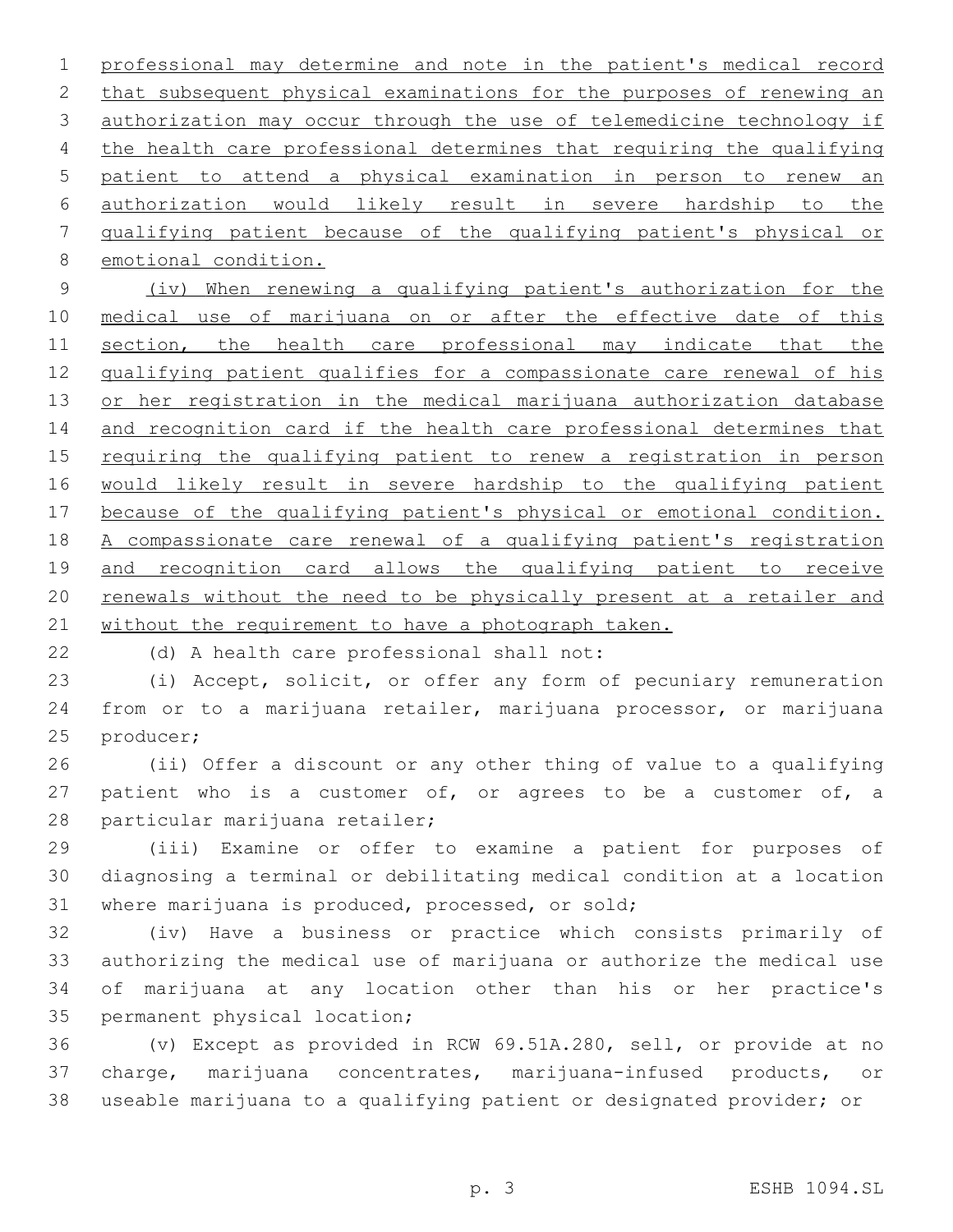professional may determine and note in the patient's medical record that subsequent physical examinations for the purposes of renewing an authorization may occur through the use of telemedicine technology if the health care professional determines that requiring the qualifying patient to attend a physical examination in person to renew an authorization would likely result in severe hardship to the qualifying patient because of the qualifying patient's physical or emotional condition.

(iv) When renewing a qualifying patient's authorization for the medical use of marijuana on or after the effective date of this section, the health care professional may indicate that the qualifying patient qualifies for a compassionate care renewal of his or her registration in the medical marijuana authorization database and recognition card if the health care professional determines that requiring the qualifying patient to renew a registration in person would likely result in severe hardship to the qualifying patient because of the qualifying patient's physical or emotional condition. A compassionate care renewal of a qualifying patient's registration and recognition card allows the qualifying patient to receive renewals without the need to be physically present at a retailer and without the requirement to have a photograph taken.

(d) A health care professional shall not:

(i) Accept, solicit, or offer any form of pecuniary remuneration from or to a marijuana retailer, marijuana processor, or marijuana producer;

(ii) Offer a discount or any other thing of value to a qualifying patient who is a customer of, or agrees to be a customer of, a particular marijuana retailer;

(iii) Examine or offer to examine a patient for purposes of diagnosing a terminal or debilitating medical condition at a location where marijuana is produced, processed, or sold;

(iv) Have a business or practice which consists primarily of authorizing the medical use of marijuana or authorize the medical use of marijuana at any location other than his or her practice's permanent physical location;

(v) Except as provided in RCW 69.51A.280, sell, or provide at no charge, marijuana concentrates, marijuana-infused products, or useable marijuana to a qualifying patient or designated provider; or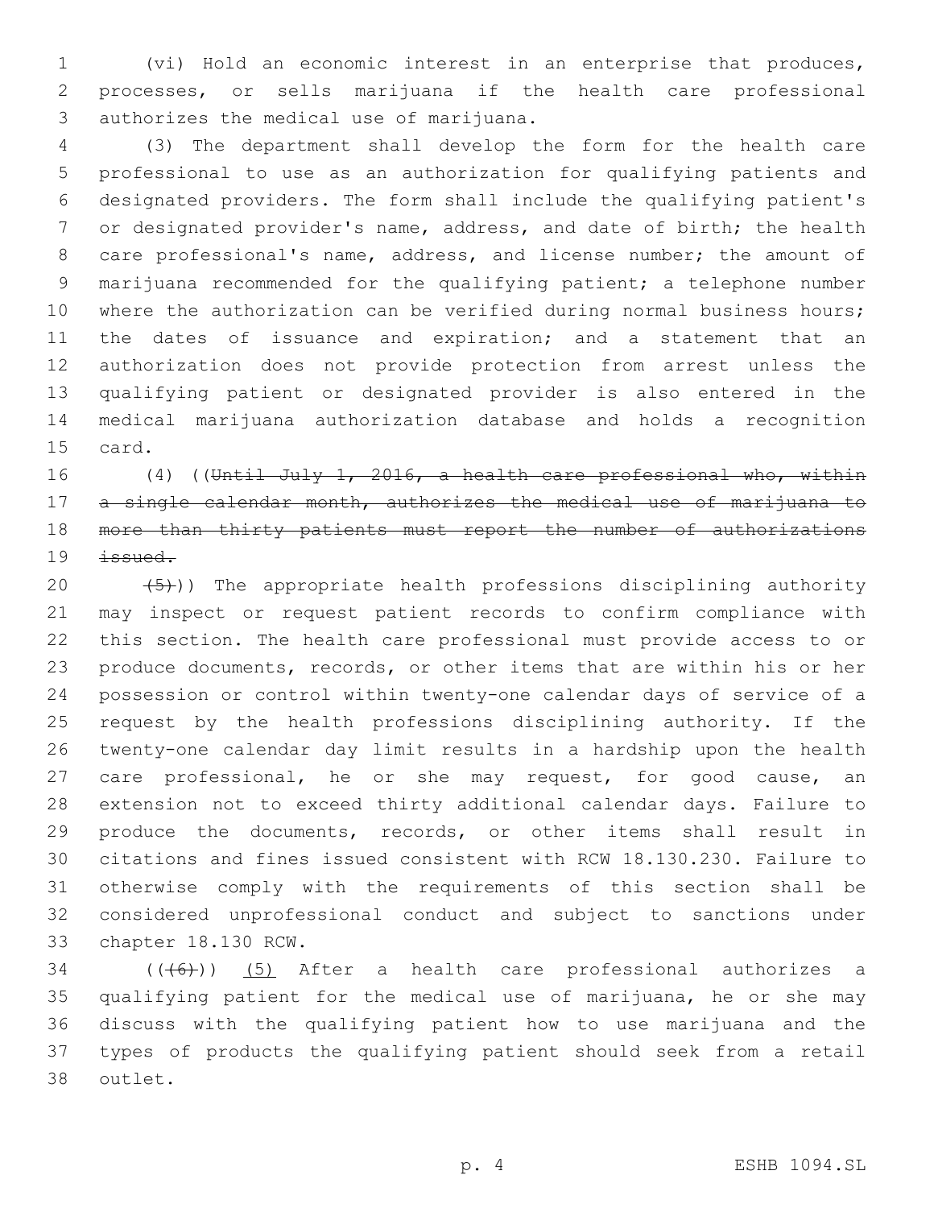(vi) Hold an economic interest in an enterprise that produces, processes, or sells marijuana if the health care professional authorizes the medical use of marijuana.

(3) The department shall develop the form for the health care professional to use as an authorization for qualifying patients and designated providers. The form shall include the qualifying patient's or designated provider's name, address, and date of birth; the health care professional's name, address, and license number; the amount of marijuana recommended for the qualifying patient; a telephone number where the authorization can be verified during normal business hours; the dates of issuance and expiration; and a statement that an authorization does not provide protection from arrest unless the qualifying patient or designated provider is also entered in the medical marijuana authorization database and holds a recognition card.

(4) ((~~Until July 1, 2016, a health care professional who, within a single calendar month, authorizes the medical use of marijuana to more than thirty patients must report the number of authorizations issued.~~

~~(5)~~)) The appropriate health professions disciplining authority may inspect or request patient records to confirm compliance with this section. The health care professional must provide access to or produce documents, records, or other items that are within his or her possession or control within twenty-one calendar days of service of a request by the health professions disciplining authority. If the twenty-one calendar day limit results in a hardship upon the health care professional, he or she may request, for good cause, an extension not to exceed thirty additional calendar days. Failure to produce the documents, records, or other items shall result in citations and fines issued consistent with RCW 18.130.230. Failure to otherwise comply with the requirements of this section shall be considered unprofessional conduct and subject to sanctions under chapter 18.130 RCW.

((~~(6)~~)) <u>(5)</u> After a health care professional authorizes a qualifying patient for the medical use of marijuana, he or she may discuss with the qualifying patient how to use marijuana and the types of products the qualifying patient should seek from a retail outlet.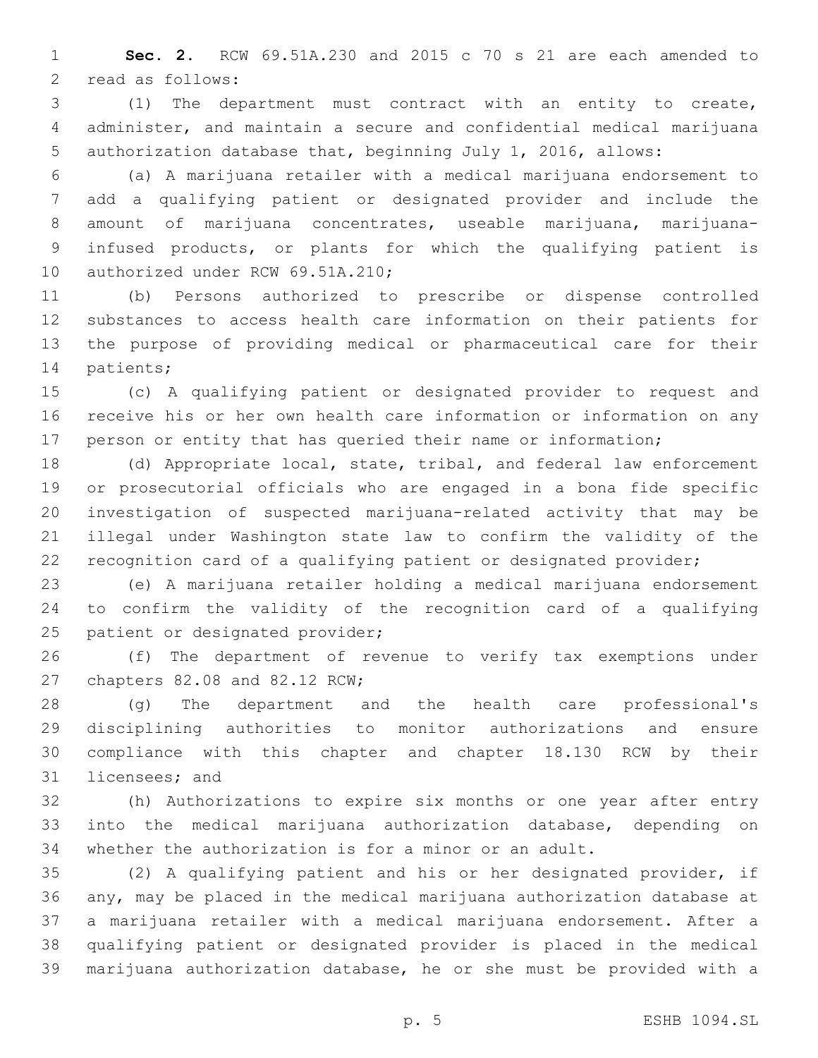**Sec. 2.** RCW 69.51A.230 and 2015 c 70 s 21 are each amended to read as follows:

(1) The department must contract with an entity to create, administer, and maintain a secure and confidential medical marijuana authorization database that, beginning July 1, 2016, allows:

(a) A marijuana retailer with a medical marijuana endorsement to add a qualifying patient or designated provider and include the amount of marijuana concentrates, useable marijuana, marijuana-infused products, or plants for which the qualifying patient is authorized under RCW 69.51A.210;

(b) Persons authorized to prescribe or dispense controlled substances to access health care information on their patients for the purpose of providing medical or pharmaceutical care for their patients;

(c) A qualifying patient or designated provider to request and receive his or her own health care information or information on any person or entity that has queried their name or information;

(d) Appropriate local, state, tribal, and federal law enforcement or prosecutorial officials who are engaged in a bona fide specific investigation of suspected marijuana-related activity that may be illegal under Washington state law to confirm the validity of the recognition card of a qualifying patient or designated provider;

(e) A marijuana retailer holding a medical marijuana endorsement to confirm the validity of the recognition card of a qualifying patient or designated provider;

(f) The department of revenue to verify tax exemptions under chapters 82.08 and 82.12 RCW;

(g) The department and the health care professional's disciplining authorities to monitor authorizations and ensure compliance with this chapter and chapter 18.130 RCW by their licensees; and

(h) Authorizations to expire six months or one year after entry into the medical marijuana authorization database, depending on whether the authorization is for a minor or an adult.

(2) A qualifying patient and his or her designated provider, if any, may be placed in the medical marijuana authorization database at a marijuana retailer with a medical marijuana endorsement. After a qualifying patient or designated provider is placed in the medical marijuana authorization database, he or she must be provided with a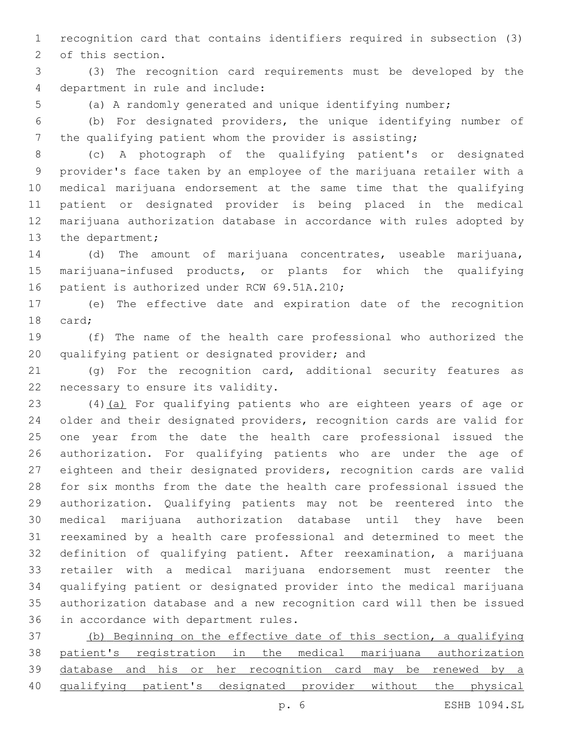recognition card that contains identifiers required in subsection (3) of this section.

(3) The recognition card requirements must be developed by the department in rule and include:

(a) A randomly generated and unique identifying number;

(b) For designated providers, the unique identifying number of the qualifying patient whom the provider is assisting;

(c) A photograph of the qualifying patient's or designated provider's face taken by an employee of the marijuana retailer with a medical marijuana endorsement at the same time that the qualifying patient or designated provider is being placed in the medical marijuana authorization database in accordance with rules adopted by the department;

(d) The amount of marijuana concentrates, useable marijuana, marijuana-infused products, or plants for which the qualifying patient is authorized under RCW 69.51A.210;

(e) The effective date and expiration date of the recognition card;

(f) The name of the health care professional who authorized the qualifying patient or designated provider; and

(g) For the recognition card, additional security features as necessary to ensure its validity.

(4)<u>(a)</u> For qualifying patients who are eighteen years of age or older and their designated providers, recognition cards are valid for one year from the date the health care professional issued the authorization. For qualifying patients who are under the age of eighteen and their designated providers, recognition cards are valid for six months from the date the health care professional issued the authorization. Qualifying patients may not be reentered into the medical marijuana authorization database until they have been reexamined by a health care professional and determined to meet the definition of qualifying patient. After reexamination, a marijuana retailer with a medical marijuana endorsement must reenter the qualifying patient or designated provider into the medical marijuana authorization database and a new recognition card will then be issued in accordance with department rules.

<u>(b) Beginning on the effective date of this section, a qualifying patient's registration in the medical marijuana authorization database and his or her recognition card may be renewed by a qualifying patient's designated provider without the physical</u>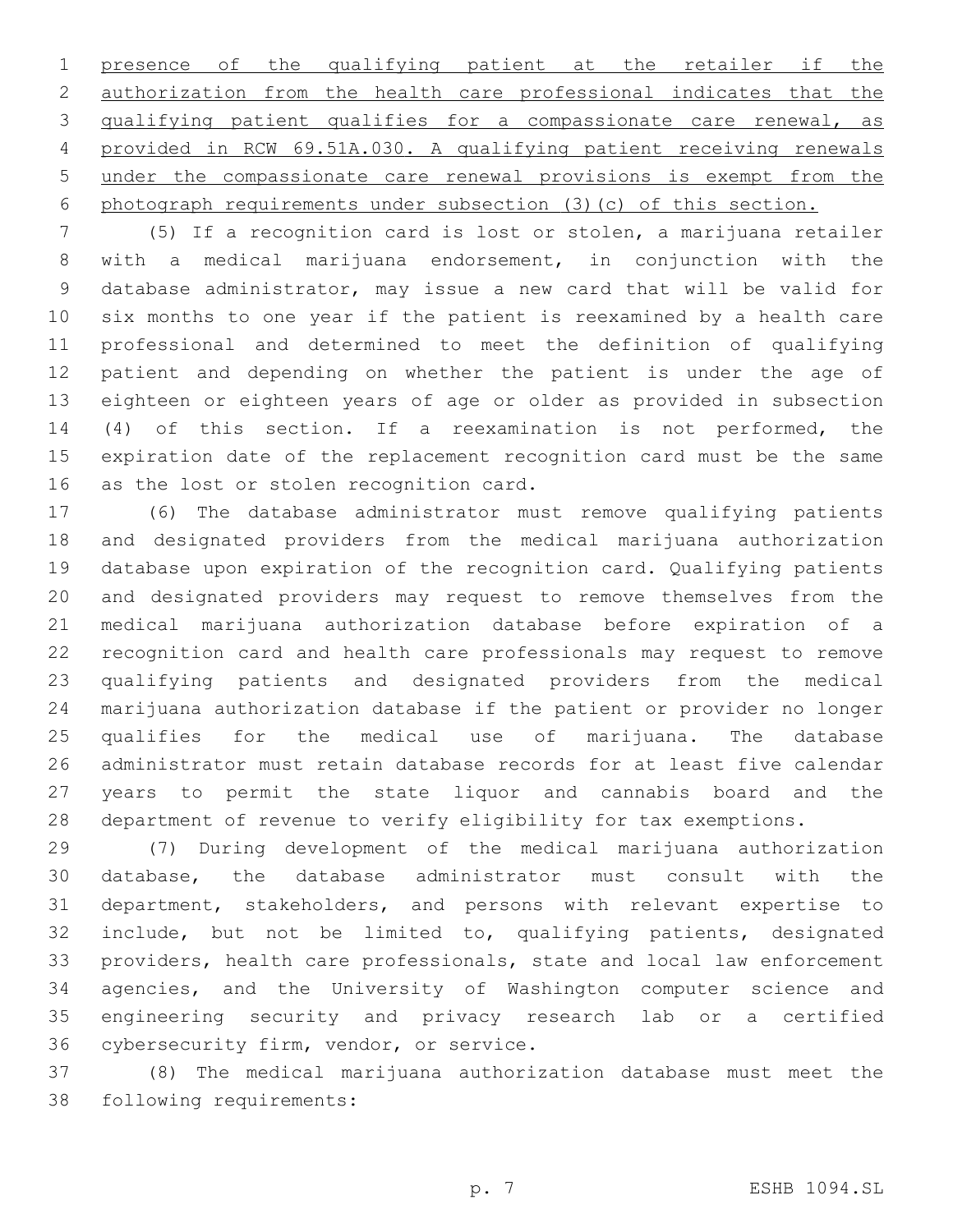presence of the qualifying patient at the retailer if the authorization from the health care professional indicates that the qualifying patient qualifies for a compassionate care renewal, as provided in RCW 69.51A.030. A qualifying patient receiving renewals under the compassionate care renewal provisions is exempt from the photograph requirements under subsection (3)(c) of this section.

(5) If a recognition card is lost or stolen, a marijuana retailer with a medical marijuana endorsement, in conjunction with the database administrator, may issue a new card that will be valid for six months to one year if the patient is reexamined by a health care professional and determined to meet the definition of qualifying patient and depending on whether the patient is under the age of eighteen or eighteen years of age or older as provided in subsection (4) of this section. If a reexamination is not performed, the expiration date of the replacement recognition card must be the same as the lost or stolen recognition card.

(6) The database administrator must remove qualifying patients and designated providers from the medical marijuana authorization database upon expiration of the recognition card. Qualifying patients and designated providers may request to remove themselves from the medical marijuana authorization database before expiration of a recognition card and health care professionals may request to remove qualifying patients and designated providers from the medical marijuana authorization database if the patient or provider no longer qualifies for the medical use of marijuana. The database administrator must retain database records for at least five calendar years to permit the state liquor and cannabis board and the department of revenue to verify eligibility for tax exemptions.

(7) During development of the medical marijuana authorization database, the database administrator must consult with the department, stakeholders, and persons with relevant expertise to include, but not be limited to, qualifying patients, designated providers, health care professionals, state and local law enforcement agencies, and the University of Washington computer science and engineering security and privacy research lab or a certified cybersecurity firm, vendor, or service.

(8) The medical marijuana authorization database must meet the following requirements: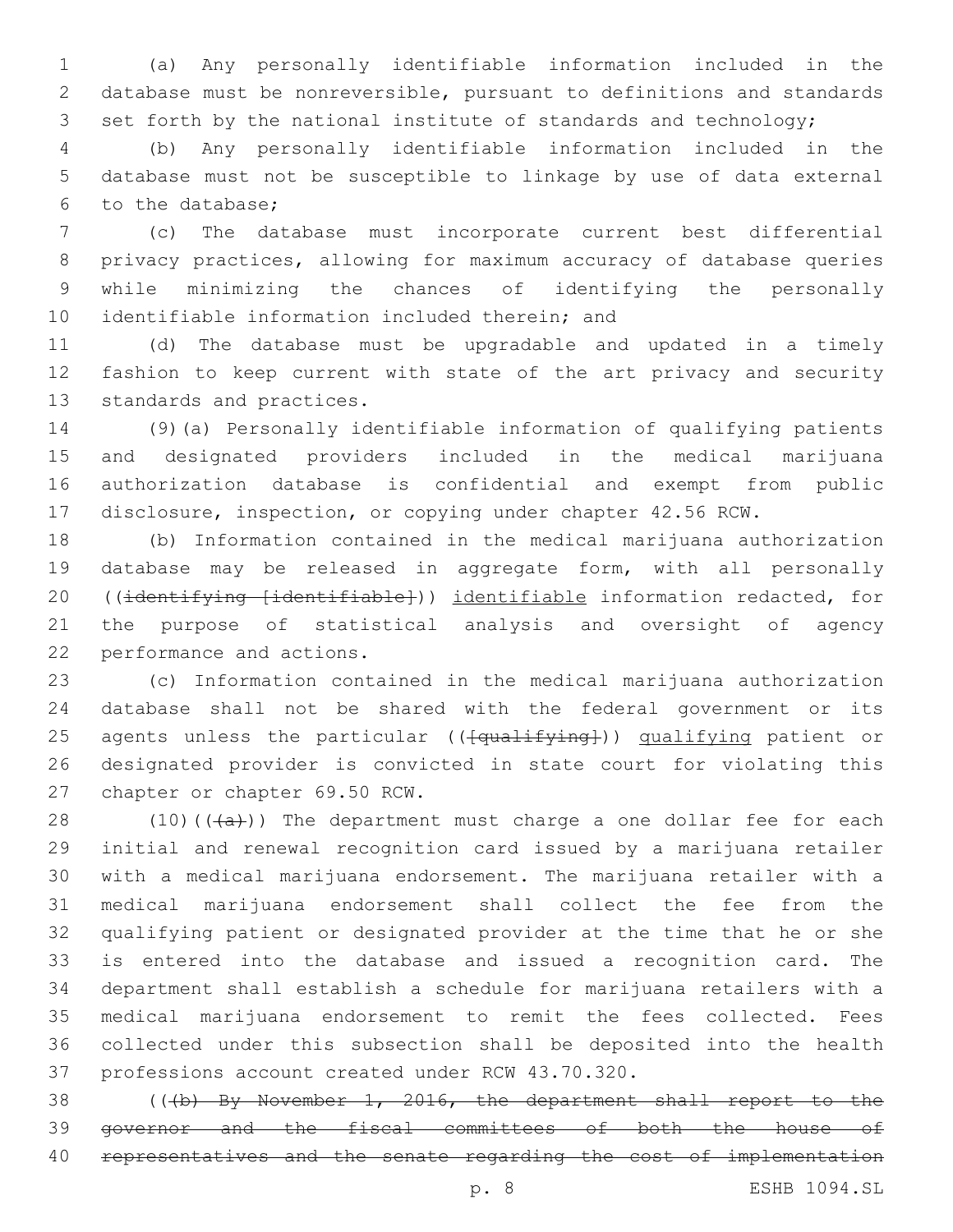(a) Any personally identifiable information included in the database must be nonreversible, pursuant to definitions and standards set forth by the national institute of standards and technology;

(b) Any personally identifiable information included in the database must not be susceptible to linkage by use of data external to the database;

(c) The database must incorporate current best differential privacy practices, allowing for maximum accuracy of database queries while minimizing the chances of identifying the personally identifiable information included therein; and

(d) The database must be upgradable and updated in a timely fashion to keep current with state of the art privacy and security standards and practices.

(9)(a) Personally identifiable information of qualifying patients and designated providers included in the medical marijuana authorization database is confidential and exempt from public disclosure, inspection, or copying under chapter 42.56 RCW.

(b) Information contained in the medical marijuana authorization database may be released in aggregate form, with all personally ((~~identifying [identifiable]~~)) <u>identifiable</u> information redacted, for the purpose of statistical analysis and oversight of agency performance and actions.

(c) Information contained in the medical marijuana authorization database shall not be shared with the federal government or its agents unless the particular ((~~[qualifying]~~)) <u>qualifying</u> patient or designated provider is convicted in state court for violating this chapter or chapter 69.50 RCW.

(10)((~~(a)~~)) The department must charge a one dollar fee for each initial and renewal recognition card issued by a marijuana retailer with a medical marijuana endorsement. The marijuana retailer with a medical marijuana endorsement shall collect the fee from the qualifying patient or designated provider at the time that he or she is entered into the database and issued a recognition card. The department shall establish a schedule for marijuana retailers with a medical marijuana endorsement to remit the fees collected. Fees collected under this subsection shall be deposited into the health professions account created under RCW 43.70.320.

((~~(b) By November 1, 2016, the department shall report to the governor and the fiscal committees of both the house of representatives and the senate regarding the cost of implementation~~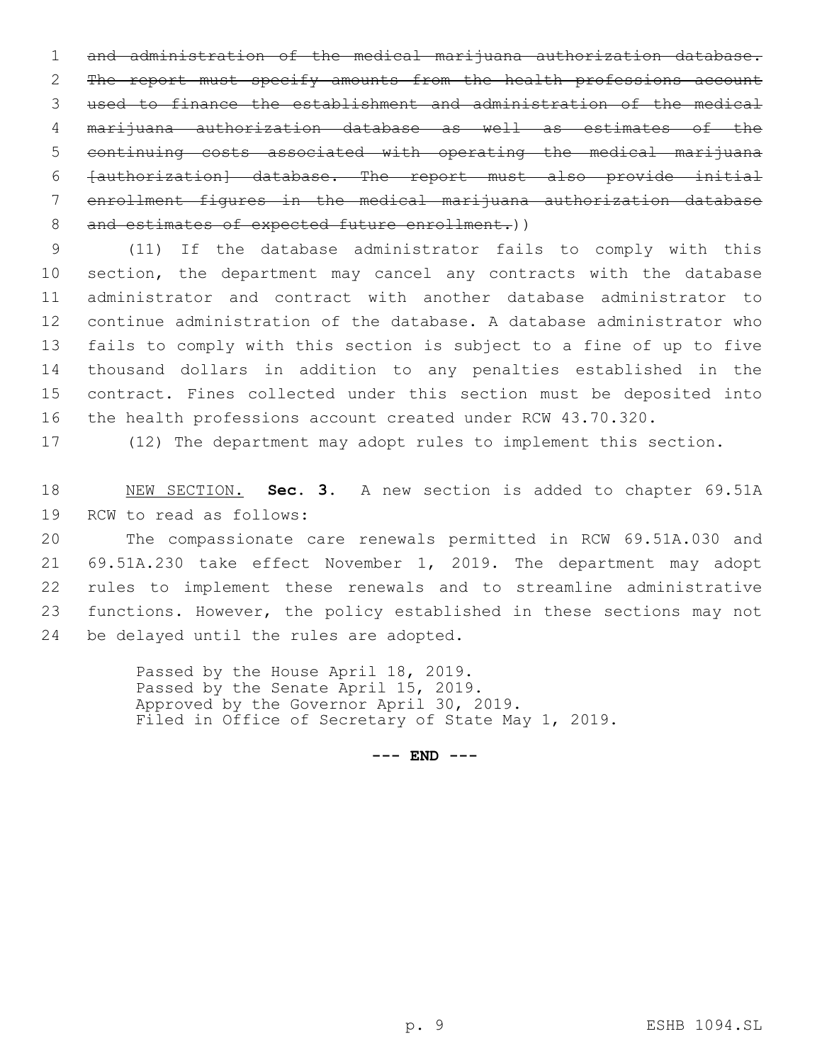~~and administration of the medical marijuana authorization database. The report must specify amounts from the health professions account used to finance the establishment and administration of the medical marijuana authorization database as well as estimates of the continuing costs associated with operating the medical marijuana [authorization] database. The report must also provide initial enrollment figures in the medical marijuana authorization database and estimates of expected future enrollment.~~))

(11) If the database administrator fails to comply with this section, the department may cancel any contracts with the database administrator and contract with another database administrator to continue administration of the database. A database administrator who fails to comply with this section is subject to a fine of up to five thousand dollars in addition to any penalties established in the contract. Fines collected under this section must be deposited into the health professions account created under RCW 43.70.320.

(12) The department may adopt rules to implement this section.

NEW SECTION. **Sec. 3.** A new section is added to chapter 69.51A RCW to read as follows:

The compassionate care renewals permitted in RCW 69.51A.030 and 69.51A.230 take effect November 1, 2019. The department may adopt rules to implement these renewals and to streamline administrative functions. However, the policy established in these sections may not be delayed until the rules are adopted.

Passed by the House April 18, 2019.
Passed by the Senate April 15, 2019.
Approved by the Governor April 30, 2019.
Filed in Office of Secretary of State May 1, 2019.

**--- END ---**